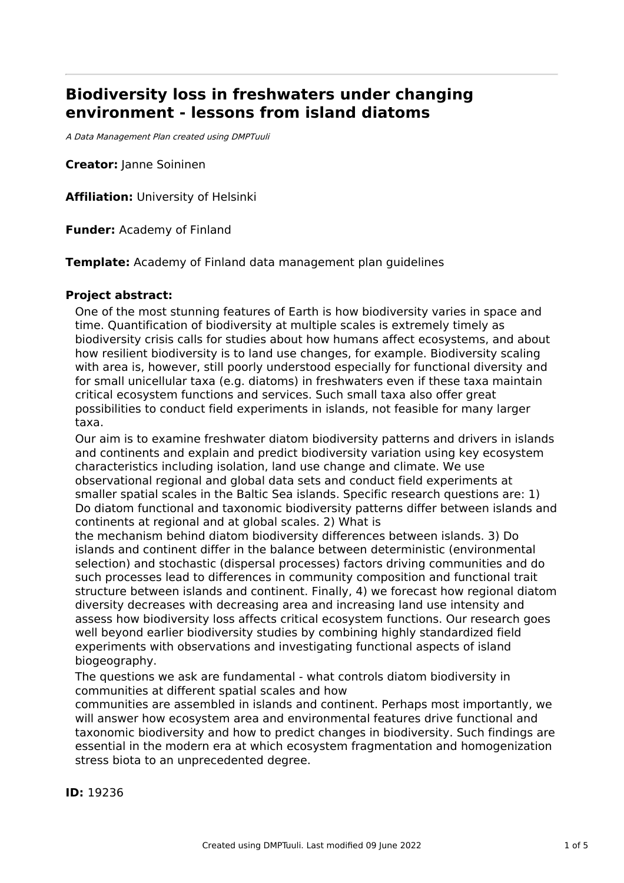# Biodiversity loss in freshwaters under changing environment - lessons from island diatoms

*A Data Management Plan created using DMPTuuli*

**Creator:** Janne Soininen

**Affiliation:** University of Helsinki

**Funder:** Academy of Finland

**Template:** Academy of Finland data management plan guidelines

**Project abstract:**

One of the most stunning features of Earth is how biodiversity varies in space and time. Quantification of biodiversity at multiple scales is extremely timely as biodiversity crisis calls for studies about how humans affect ecosystems, and about how resilient biodiversity is to land use changes, for example. Biodiversity scaling with area is, however, still poorly understood especially for functional diversity and for small unicellular taxa (e.g. diatoms) in freshwaters even if these taxa maintain critical ecosystem functions and services. Such small taxa also offer great possibilities to conduct field experiments in islands, not feasible for many larger taxa.

Our aim is to examine freshwater diatom biodiversity patterns and drivers in islands and continents and explain and predict biodiversity variation using key ecosystem characteristics including isolation, land use change and climate. We use observational regional and global data sets and conduct field experiments at smaller spatial scales in the Baltic Sea islands. Specific research questions are: 1) Do diatom functional and taxonomic biodiversity patterns differ between islands and continents at regional and at global scales. 2) What is the mechanism behind diatom biodiversity differences between islands. 3) Do islands and continent differ in the balance between deterministic (environmental selection) and stochastic (dispersal processes) factors driving communities and do such processes lead to differences in community composition and functional trait structure between islands and continent. Finally, 4) we forecast how regional diatom diversity decreases with decreasing area and increasing land use intensity and assess how biodiversity loss affects critical ecosystem functions. Our research goes well beyond earlier biodiversity studies by combining highly standardized field experiments with observations and investigating functional aspects of island biogeography.

The questions we ask are fundamental - what controls diatom biodiversity in communities at different spatial scales and how communities are assembled in islands and continent. Perhaps most importantly, we will answer how ecosystem area and environmental features drive functional and taxonomic biodiversity and how to predict changes in biodiversity. Such findings are essential in the modern era at which ecosystem fragmentation and homogenization stress biota to an unprecedented degree.

**ID:** 19236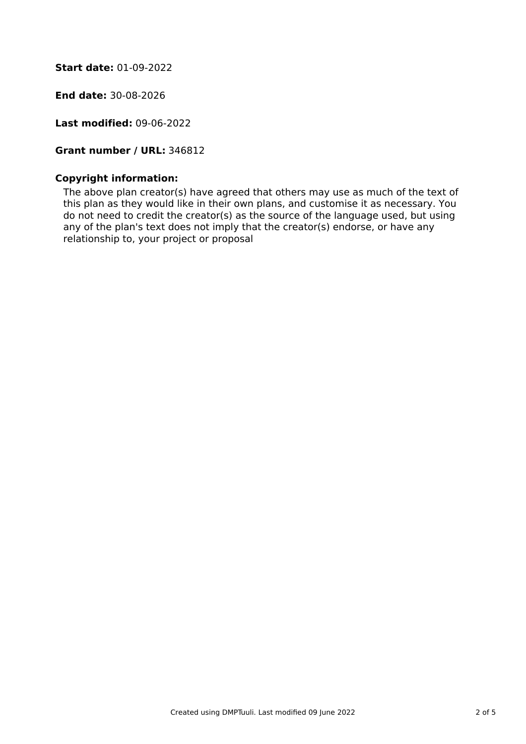**Start date:** 01-09-2022

**End date:** 30-08-2026

**Last modified:** 09-06-2022

**Grant number / URL:** 346812

**Copyright information:**

The above plan creator(s) have agreed that others may use as much of the text of this plan as they would like in their own plans, and customise it as necessary. You do not need to credit the creator(s) as the source of the language used, but using any of the plan's text does not imply that the creator(s) endorse, or have any relationship to, your project or proposal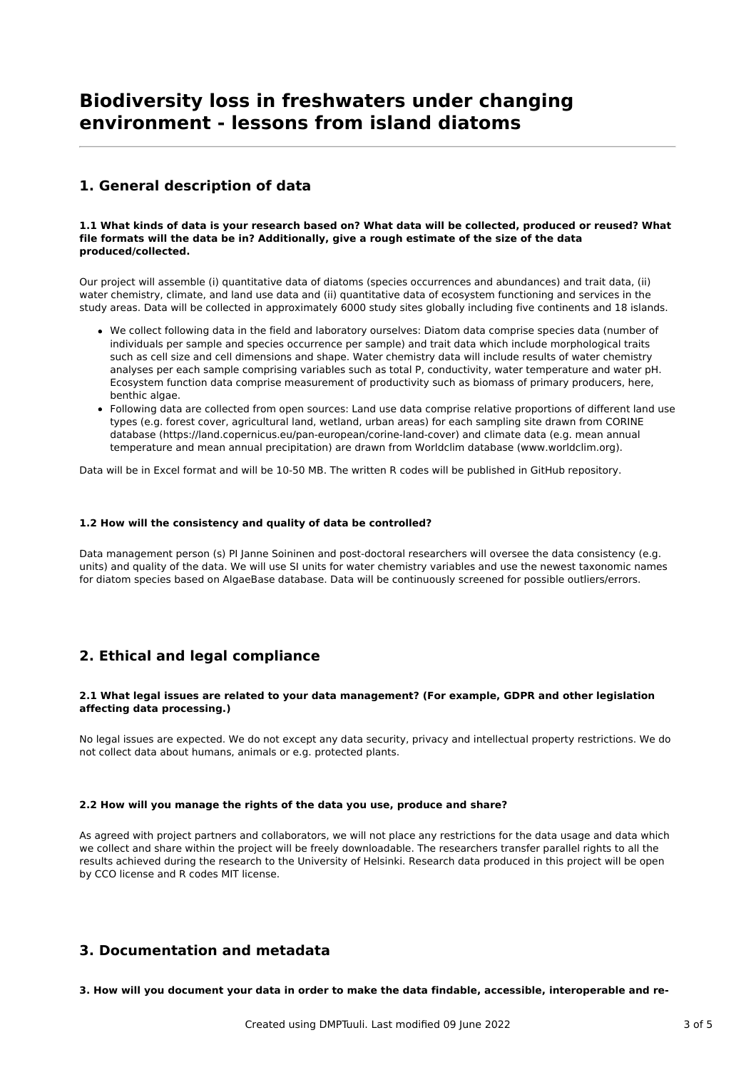# Biodiversity loss in freshwaters under changing environment - lessons from island diatoms

## 1. General description of data

**1.1 What kinds of data is your research based on? What data will be collected, produced or reused? What file formats will the data be in? Additionally, give a rough estimate of the size of the data produced/collected.**

Our project will assemble (i) quantitative data of diatoms (species occurrences and abundances) and trait data, (ii) water chemistry, climate, and land use data and (ii) quantitative data of ecosystem functioning and services in the study areas. Data will be collected in approximately 6000 study sites globally including five continents and 18 islands.

- We collect following data in the field and laboratory ourselves: Diatom data comprise species data (number of individuals per sample and species occurrence per sample) and trait data which include morphological traits such as cell size and cell dimensions and shape. Water chemistry data will include results of water chemistry analyses per each sample comprising variables such as total P, conductivity, water temperature and water pH. Ecosystem function data comprise measurement of productivity such as biomass of primary producers, here, benthic algae.
- Following data are collected from open sources: Land use data comprise relative proportions of different land use types (e.g. forest cover, agricultural land, wetland, urban areas) for each sampling site drawn from CORINE database (https://land.copernicus.eu/pan-european/corine-land-cover) and climate data (e.g. mean annual temperature and mean annual precipitation) are drawn from Worldclim database (www.worldclim.org).

Data will be in Excel format and will be 10-50 MB. The written R codes will be published in GitHub repository.

**1.2 How will the consistency and quality of data be controlled?**

Data management person (s) PI Janne Soininen and post-doctoral researchers will oversee the data consistency (e.g. units) and quality of the data. We will use SI units for water chemistry variables and use the newest taxonomic names for diatom species based on AlgaeBase database. Data will be continuously screened for possible outliers/errors.

## 2. Ethical and legal compliance

**2.1 What legal issues are related to your data management? (For example, GDPR and other legislation affecting data processing.)**

No legal issues are expected. We do not except any data security, privacy and intellectual property restrictions. We do not collect data about humans, animals or e.g. protected plants.

**2.2 How will you manage the rights of the data you use, produce and share?**

As agreed with project partners and collaborators, we will not place any restrictions for the data usage and data which we collect and share within the project will be freely downloadable. The researchers transfer parallel rights to all the results achieved during the research to the University of Helsinki. Research data produced in this project will be open by CCO license and R codes MIT license.

## 3. Documentation and metadata

**3. How will you document your data in order to make the data findable, accessible, interoperable and re-**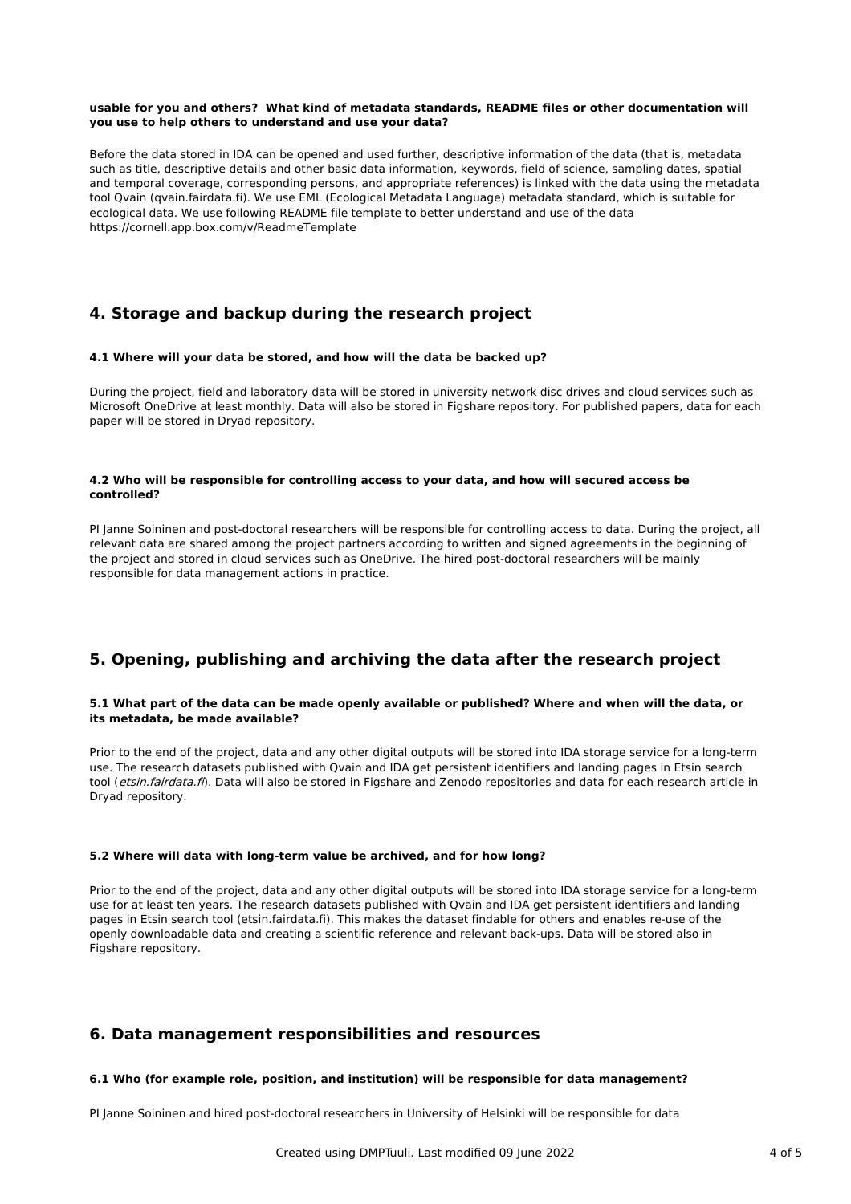**usable for you and others? What kind of metadata standards, README files or other documentation will you use to help others to understand and use your data?**

Before the data stored in IDA can be opened and used further, descriptive information of the data (that is, metadata such as title, descriptive details and other basic data information, keywords, field of science, sampling dates, spatial and temporal coverage, corresponding persons, and appropriate references) is linked with the data using the metadata tool Qvain (qvain.fairdata.fi). We use EML (Ecological Metadata Language) metadata standard, which is suitable for ecological data. We use following README file template to better understand and use of the data https://cornell.app.box.com/v/ReadmeTemplate

## 4. Storage and backup during the research project

**4.1 Where will your data be stored, and how will the data be backed up?**

During the project, field and laboratory data will be stored in university network disc drives and cloud services such as Microsoft OneDrive at least monthly. Data will also be stored in Figshare repository. For published papers, data for each paper will be stored in Dryad repository.

**4.2 Who will be responsible for controlling access to your data, and how will secured access be controlled?**

PI Janne Soininen and post-doctoral researchers will be responsible for controlling access to data. During the project, all relevant data are shared among the project partners according to written and signed agreements in the beginning of the project and stored in cloud services such as OneDrive. The hired post-doctoral researchers will be mainly responsible for data management actions in practice.

## 5. Opening, publishing and archiving the data after the research project

**5.1 What part of the data can be made openly available or published? Where and when will the data, or its metadata, be made available?**

Prior to the end of the project, data and any other digital outputs will be stored into IDA storage service for a long-term use. The research datasets published with Qvain and IDA get persistent identifiers and landing pages in Etsin search tool (*etsin.fairdata.fi*). Data will also be stored in Figshare and Zenodo repositories and data for each research article in Dryad repository.

**5.2 Where will data with long-term value be archived, and for how long?**

Prior to the end of the project, data and any other digital outputs will be stored into IDA storage service for a long-term use for at least ten years. The research datasets published with Qvain and IDA get persistent identifiers and landing pages in Etsin search tool (etsin.fairdata.fi). This makes the dataset findable for others and enables re-use of the openly downloadable data and creating a scientific reference and relevant back-ups. Data will be stored also in Figshare repository.

## 6. Data management responsibilities and resources

**6.1 Who (for example role, position, and institution) will be responsible for data management?**

PI Janne Soininen and hired post-doctoral researchers in University of Helsinki will be responsible for data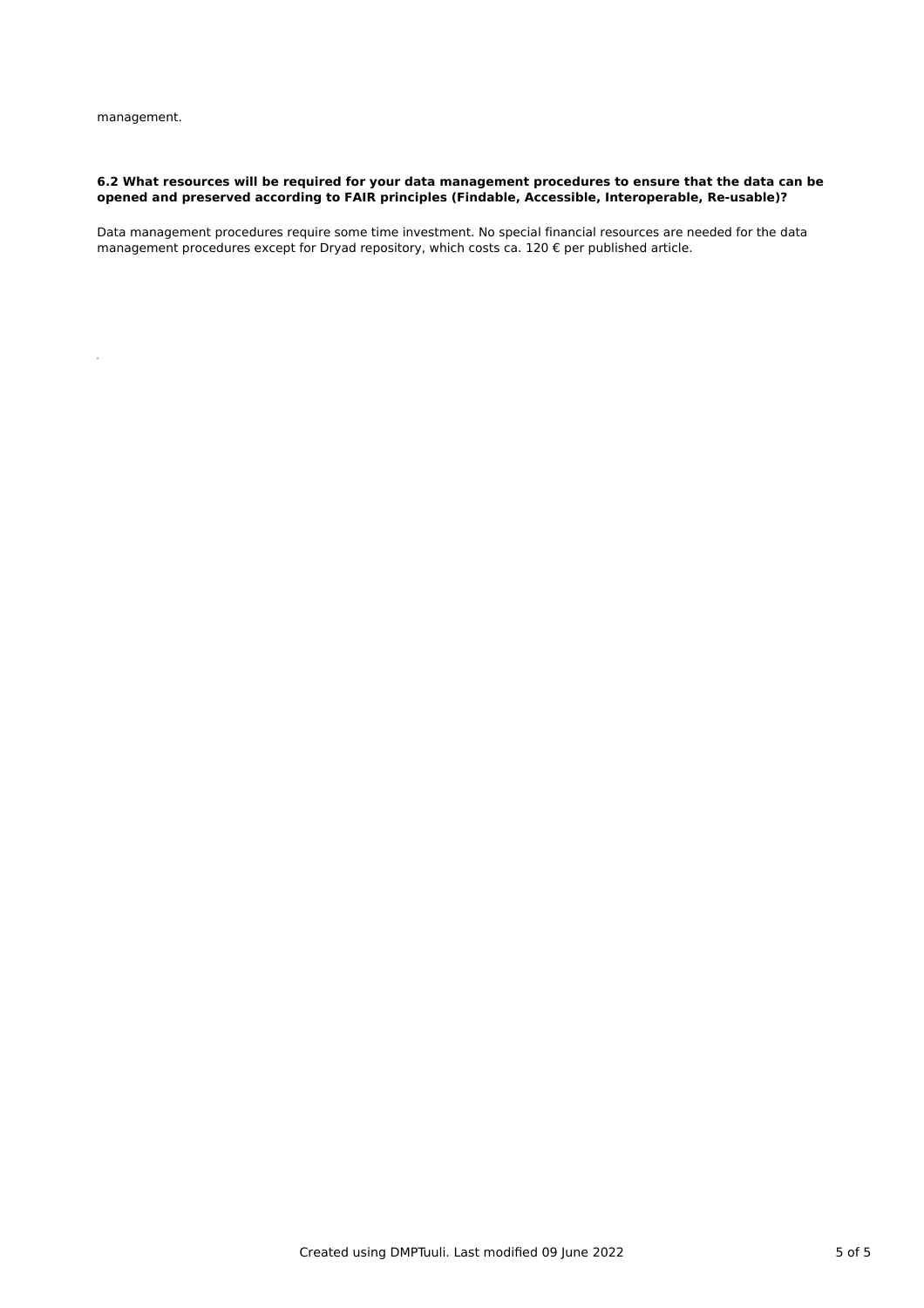management.

**6.2 What resources will be required for your data management procedures to ensure that the data can be opened and preserved according to FAIR principles (Findable, Accessible, Interoperable, Re-usable)?**

Data management procedures require some time investment. No special financial resources are needed for the data management procedures except for Dryad repository, which costs ca. 120 € per published article.